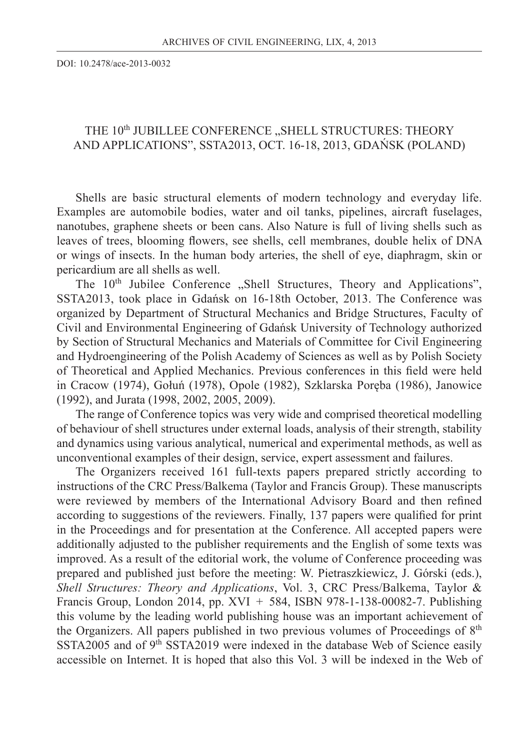DOI: 10.2478/ace-2013-0032

# THE 10th JUBILLEE CONFERENCE „SHELL STRUCTURES: THEORY AND APPLICATIONS", SSTA2013, OCT. 16-18, 2013, GDAŃSK (POLAND)

Shells are basic structural elements of modern technology and everyday life. Examples are automobile bodies, water and oil tanks, pipelines, aircraft fuselages, nanotubes, graphene sheets or been cans. Also Nature is full of living shells such as leaves of trees, blooming flowers, see shells, cell membranes, double helix of DNA or wings of insects. In the human body arteries, the shell of eye, diaphragm, skin or pericardium are all shells as well.

The 10th Jubilee Conference „Shell Structures, Theory and Applications", SSTA2013, took place in Gdańsk on 16-18th October, 2013. The Conference was organized by Department of Structural Mechanics and Bridge Structures, Faculty of Civil and Environmental Engineering of Gdańsk University of Technology authorized by Section of Structural Mechanics and Materials of Committee for Civil Engineering and Hydroengineering of the Polish Academy of Sciences as well as by Polish Society of Theoretical and Applied Mechanics. Previous conferences in this field were held in Cracow (1974), Gołuń (1978), Opole (1982), Szklarska Poręba (1986), Janowice (1992), and Jurata (1998, 2002, 2005, 2009).

The range of Conference topics was very wide and comprised theoretical modelling of behaviour of shell structures under external loads, analysis of their strength, stability and dynamics using various analytical, numerical and experimental methods, as well as unconventional examples of their design, service, expert assessment and failures.

The Organizers received 161 full-texts papers prepared strictly according to instructions of the CRC Press/Balkema (Taylor and Francis Group). These manuscripts were reviewed by members of the International Advisory Board and then refined according to suggestions of the reviewers. Finally, 137 papers were qualified for print in the Proceedings and for presentation at the Conference. All accepted papers were additionally adjusted to the publisher requirements and the English of some texts was improved. As a result of the editorial work, the volume of Conference proceeding was prepared and published just before the meeting: W. Pietraszkiewicz, J. Górski (eds.), *Shell Structures: Theory and Applications*, Vol. 3, CRC Press/Balkema, Taylor & Francis Group, London 2014, pp. XVI + 584, ISBN 978-1-138-00082-7. Publishing this volume by the leading world publishing house was an important achievement of the Organizers. All papers published in two previous volumes of Proceedings of 8th SSTA2005 and of 9th SSTA2019 were indexed in the database Web of Science easily accessible on Internet. It is hoped that also this Vol. 3 will be indexed in the Web of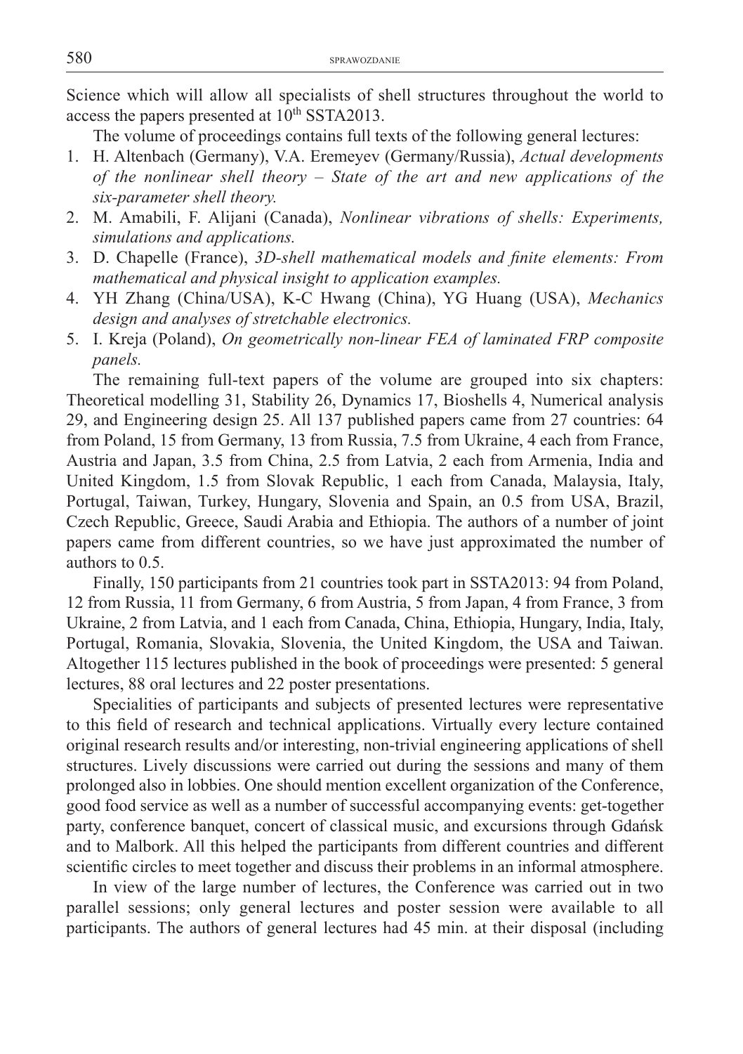Science which will allow all specialists of shell structures throughout the world to access the papers presented at 10th SSTA2013.

The volume of proceedings contains full texts of the following general lectures:

1. H. Altenbach (Germany), V.A. Eremeyev (Germany/Russia), *Actual developments of the nonlinear shell theory – State of the art and new applications of the six-parameter shell theory.*
2. M. Amabili, F. Alijani (Canada), *Nonlinear vibrations of shells: Experiments, simulations and applications.*
3. D. Chapelle (France), *3D-shell mathematical models and finite elements: From mathematical and physical insight to application examples.*
4. YH Zhang (China/USA), K-C Hwang (China), YG Huang (USA), *Mechanics design and analyses of stretchable electronics.*
5. I. Kreja (Poland), *On geometrically non-linear FEA of laminated FRP composite panels.*

The remaining full-text papers of the volume are grouped into six chapters: Theoretical modelling 31, Stability 26, Dynamics 17, Bioshells 4, Numerical analysis 29, and Engineering design 25. All 137 published papers came from 27 countries: 64 from Poland, 15 from Germany, 13 from Russia, 7.5 from Ukraine, 4 each from France, Austria and Japan, 3.5 from China, 2.5 from Latvia, 2 each from Armenia, India and United Kingdom, 1.5 from Slovak Republic, 1 each from Canada, Malaysia, Italy, Portugal, Taiwan, Turkey, Hungary, Slovenia and Spain, an 0.5 from USA, Brazil, Czech Republic, Greece, Saudi Arabia and Ethiopia. The authors of a number of joint papers came from different countries, so we have just approximated the number of authors to 0.5.

Finally, 150 participants from 21 countries took part in SSTA2013: 94 from Poland, 12 from Russia, 11 from Germany, 6 from Austria, 5 from Japan, 4 from France, 3 from Ukraine, 2 from Latvia, and 1 each from Canada, China, Ethiopia, Hungary, India, Italy, Portugal, Romania, Slovakia, Slovenia, the United Kingdom, the USA and Taiwan. Altogether 115 lectures published in the book of proceedings were presented: 5 general lectures, 88 oral lectures and 22 poster presentations.

Specialities of participants and subjects of presented lectures were representative to this field of research and technical applications. Virtually every lecture contained original research results and/or interesting, non-trivial engineering applications of shell structures. Lively discussions were carried out during the sessions and many of them prolonged also in lobbies. One should mention excellent organization of the Conference, good food service as well as a number of successful accompanying events: get-together party, conference banquet, concert of classical music, and excursions through Gdańsk and to Malbork. All this helped the participants from different countries and different scientific circles to meet together and discuss their problems in an informal atmosphere.

In view of the large number of lectures, the Conference was carried out in two parallel sessions; only general lectures and poster session were available to all participants. The authors of general lectures had 45 min. at their disposal (including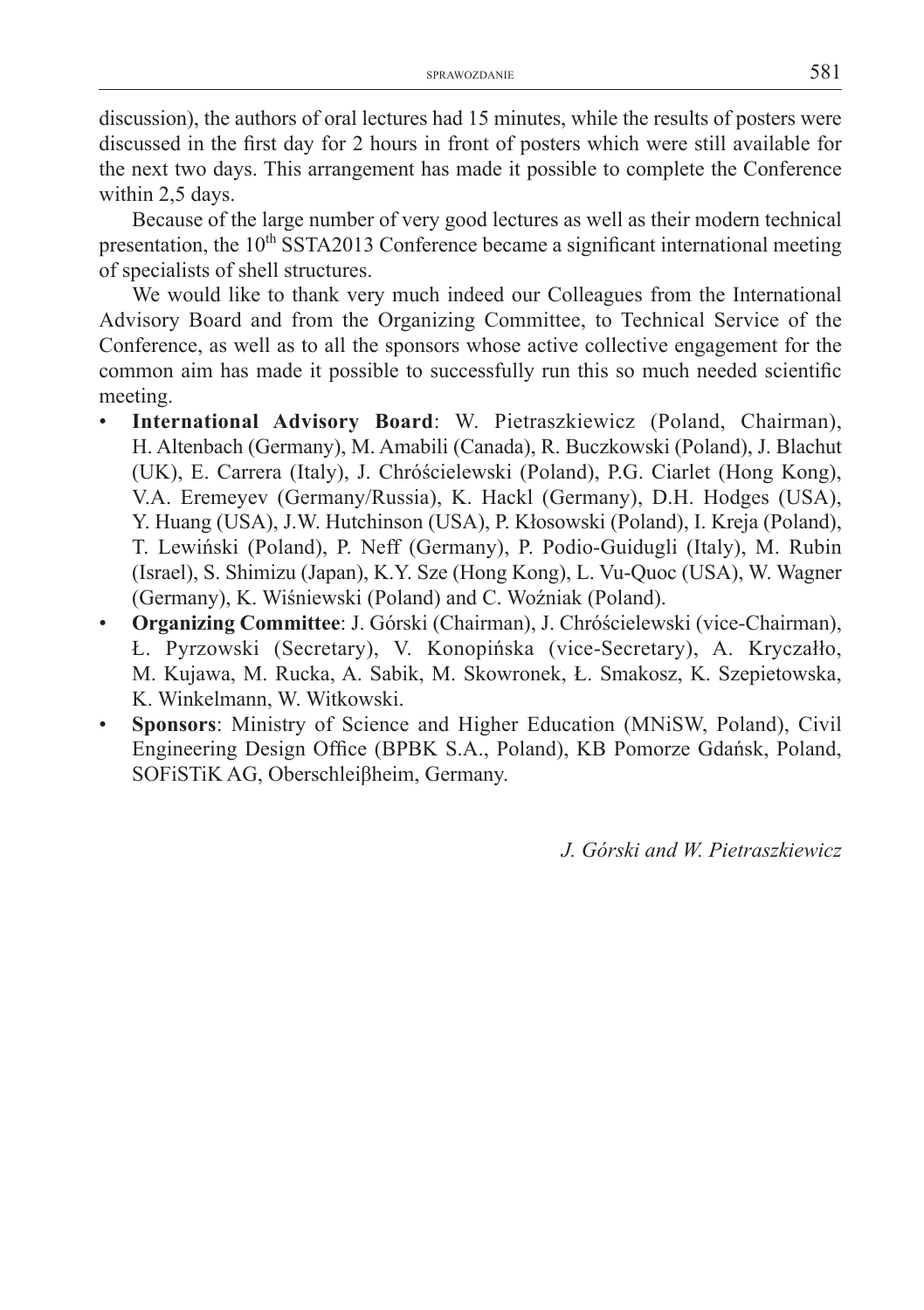discussion), the authors of oral lectures had 15 minutes, while the results of posters were discussed in the first day for 2 hours in front of posters which were still available for the next two days. This arrangement has made it possible to complete the Conference within 2,5 days.

Because of the large number of very good lectures as well as their modern technical presentation, the 10th SSTA2013 Conference became a significant international meeting of specialists of shell structures.

We would like to thank very much indeed our Colleagues from the International Advisory Board and from the Organizing Committee, to Technical Service of the Conference, as well as to all the sponsors whose active collective engagement for the common aim has made it possible to successfully run this so much needed scientific meeting.

- **International Advisory Board**: W. Pietraszkiewicz (Poland, Chairman), H. Altenbach (Germany), M. Amabili (Canada), R. Buczkowski (Poland), J. Blachut (UK), E. Carrera (Italy), J. Chróścielewski (Poland), P.G. Ciarlet (Hong Kong), V.A. Eremeyev (Germany/Russia), K. Hackl (Germany), D.H. Hodges (USA), Y. Huang (USA), J.W. Hutchinson (USA), P. Kłosowski (Poland), I. Kreja (Poland), T. Lewiński (Poland), P. Neff (Germany), P. Podio-Guidugli (Italy), M. Rubin (Israel), S. Shimizu (Japan), K.Y. Sze (Hong Kong), L. Vu-Quoc (USA), W. Wagner (Germany), K. Wiśniewski (Poland) and C. Woźniak (Poland).
- **Organizing Committee**: J. Górski (Chairman), J. Chróścielewski (vice-Chairman), Ł. Pyrzowski (Secretary), V. Konopińska (vice-Secretary), A. Kryczałło, M. Kujawa, M. Rucka, A. Sabik, M. Skowronek, Ł. Smakosz, K. Szepietowska, K. Winkelmann, W. Witkowski.
- **Sponsors**: Ministry of Science and Higher Education (MNiSW, Poland), Civil Engineering Design Office (BPBK S.A., Poland), KB Pomorze Gdańsk, Poland, SOFiSTiK AG, Oberschleiβheim, Germany.

*J. Górski and W. Pietraszkiewicz*